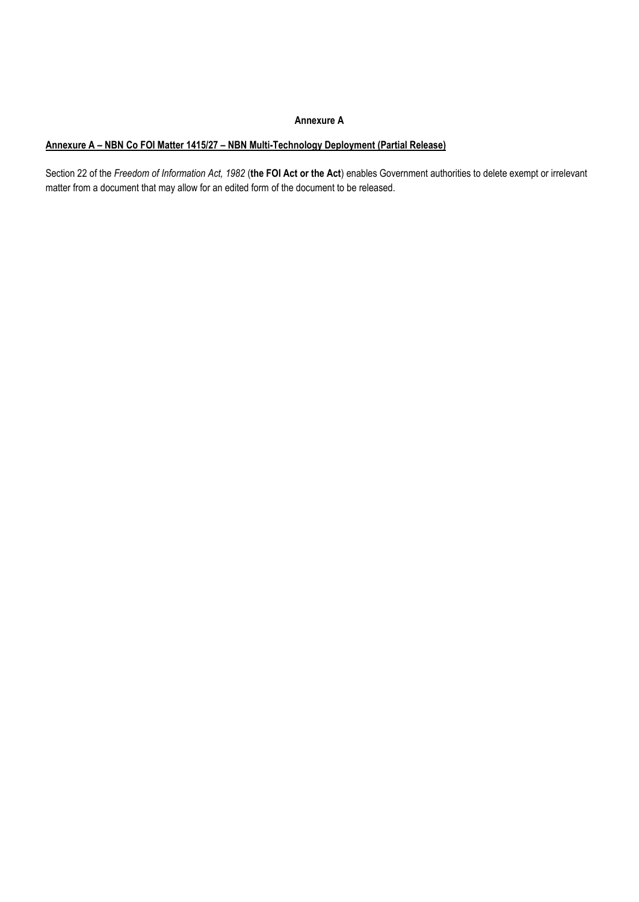**Annexure A**

**Annexure A – NBN Co FOI Matter 1415/27 – NBN Multi-Technology Deployment (Partial Release)**

Section 22 of the *Freedom of Information Act, 1982* (**the FOI Act or the Act**) enables Government authorities to delete exempt or irrelevant matter from a document that may allow for an edited form of the document to be released.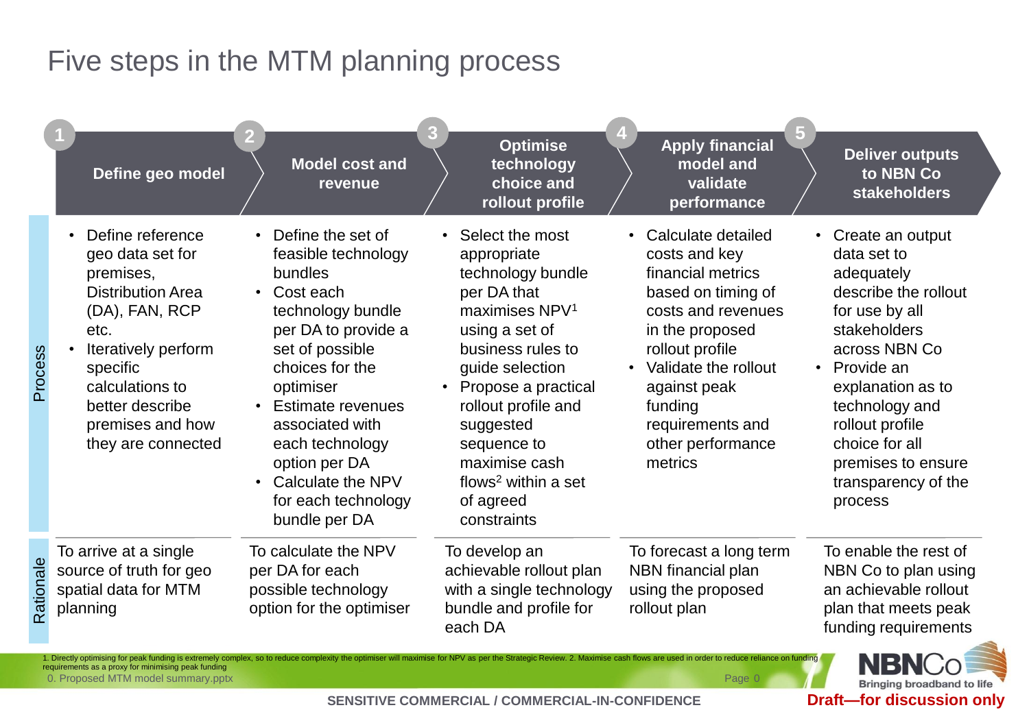# Five steps in the MTM planning process

| | 1. Define geo model | 2. Model cost and revenue | 3. Optimise technology choice and rollout profile | 4. Apply financial model and validate performance | 5. Deliver outputs to NBN Co stakeholders |
|---|---|---|---|---|---|
| **Process** | • Define reference geo data set for premises, Distribution Area (DA), FAN, RCP etc.<br>• Iteratively perform specific calculations to better describe premises and how they are connected | • Define the set of feasible technology bundles<br>• Cost each technology bundle per DA to provide a set of possible choices for the optimiser<br>• Estimate revenues associated with each technology option per DA<br>• Calculate the NPV for each technology bundle per DA | • Select the most appropriate technology bundle per DA that maximises NPV[1] using a set of business rules to guide selection<br>• Propose a practical rollout profile and suggested sequence to maximise cash flows[2] within a set of agreed constraints | • Calculate detailed costs and key financial metrics based on timing of costs and revenues in the proposed rollout profile<br>• Validate the rollout against peak funding requirements and other performance metrics | • Create an output data set to adequately describe the rollout for use by all stakeholders across NBN Co<br>• Provide an explanation as to technology and rollout profile choice for all premises to ensure transparency of the process |
| **Rationale** | To arrive at a single source of truth for geo spatial data for MTM planning | To calculate the NPV per DA for each possible technology option for the optimiser | To develop an achievable rollout plan with a single technology bundle and profile for each DA | To forecast a long term NBN financial plan using the proposed rollout plan | To enable the rest of NBN Co to plan using an achievable rollout plan that meets peak funding requirements |

1. Directly optimising for peak funding is extremely complex, so to reduce complexity the optimiser will maximise for NPV as per the Strategic Review. 2. Maximise cash flows are used in order to reduce reliance on funding requirements as a proxy for minimising peak funding

0. Proposed MTM model summary.pptx

SENSITIVE COMMERCIAL / COMMERCIAL-IN-CONFIDENCE

Draft—for discussion only